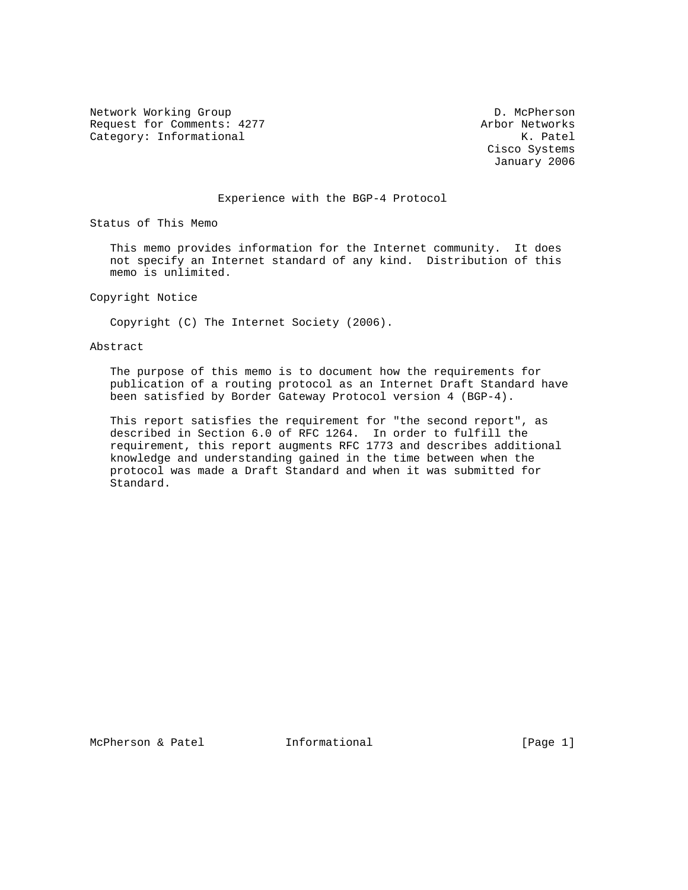Network Working Group D. McPherson
Request for Comments: 4277 Arbor Networks
Category: Informational K. Patel
Cisco Systems
January 2006

# Experience with the BGP-4 Protocol

## Status of This Memo

This memo provides information for the Internet community. It does not specify an Internet standard of any kind. Distribution of this memo is unlimited.

## Copyright Notice

Copyright (C) The Internet Society (2006).

## Abstract

The purpose of this memo is to document how the requirements for publication of a routing protocol as an Internet Draft Standard have been satisfied by Border Gateway Protocol version 4 (BGP-4).

This report satisfies the requirement for "the second report", as described in Section 6.0 of RFC 1264. In order to fulfill the requirement, this report augments RFC 1773 and describes additional knowledge and understanding gained in the time between when the protocol was made a Draft Standard and when it was submitted for Standard.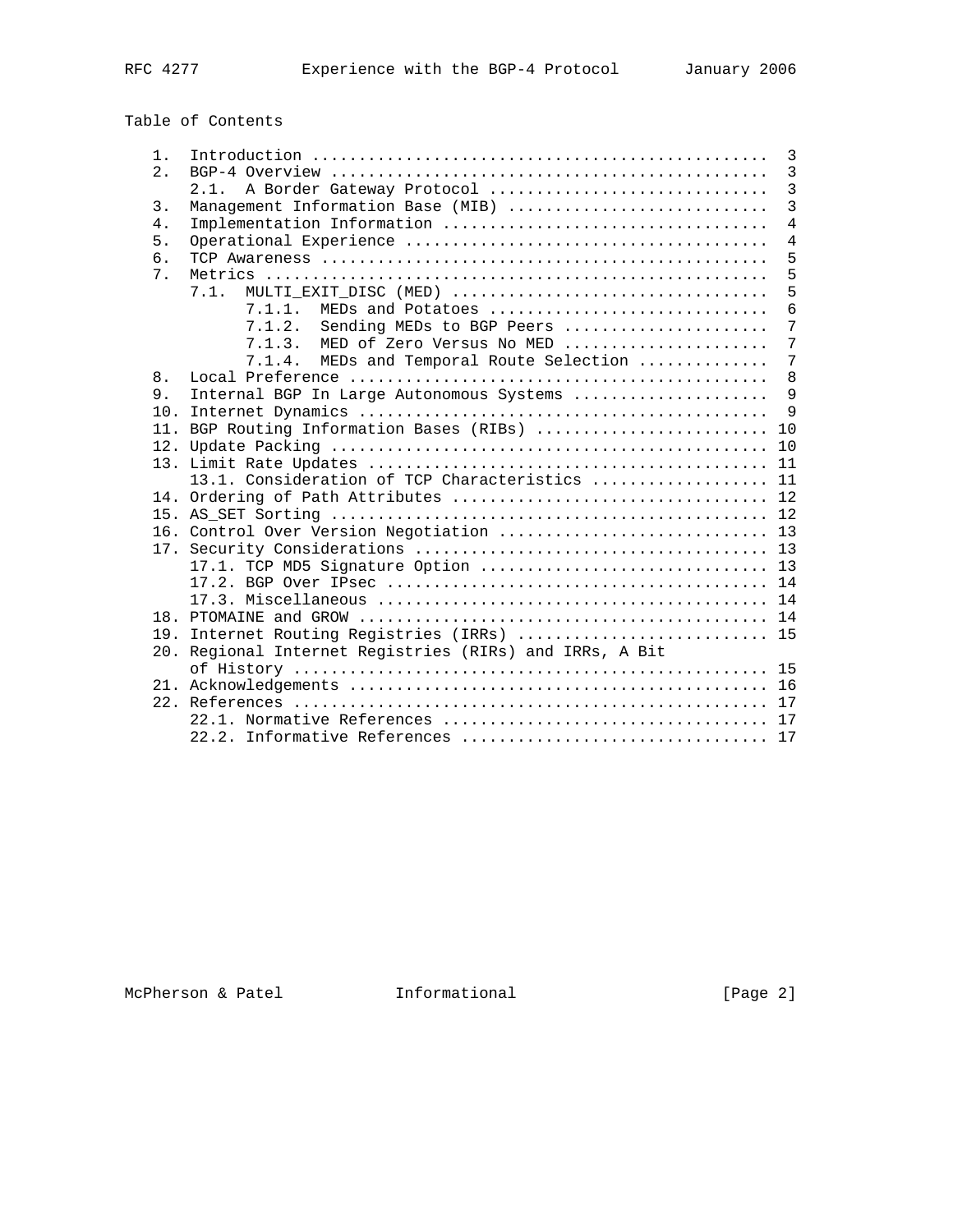Table of Contents

```
   1.  Introduction ................................................  3
   2.  BGP-4 Overview ..............................................  3
       2.1.  A Border Gateway Protocol .............................  3
   3.  Management Information Base (MIB) ...........................  3
   4.  Implementation Information ..................................  4
   5.  Operational Experience ......................................  4
   6.  TCP Awareness ...............................................  5
   7.  Metrics .....................................................  5
       7.1.  MULTI_EXIT_DISC (MED) .................................  5
             7.1.1.  MEDs and Potatoes .............................  6
             7.1.2.  Sending MEDs to BGP Peers .....................  7
             7.1.3.  MED of Zero Versus No MED .....................  7
             7.1.4.  MEDs and Temporal Route Selection .............  7
   8.  Local Preference ............................................  8
   9.  Internal BGP In Large Autonomous Systems ....................  9
   10. Internet Dynamics ...........................................  9
   11. BGP Routing Information Bases (RIBs) ........................ 10
   12. Update Packing .............................................. 10
   13. Limit Rate Updates .......................................... 11
       13.1. Consideration of TCP Characteristics .................. 11
   14. Ordering of Path Attributes ................................. 12
   15. AS_SET Sorting .............................................. 12
   16. Control Over Version Negotiation ............................ 13
   17. Security Considerations ..................................... 13
       17.1. TCP MD5 Signature Option .............................. 13
       17.2. BGP Over IPsec ........................................ 14
       17.3. Miscellaneous ......................................... 14
   18. PTOMAINE and GROW ........................................... 14
   19. Internet Routing Registries (IRRs) .......................... 15
   20. Regional Internet Registries (RIRs) and IRRs, A Bit
       of History .................................................. 15
   21. Acknowledgements ............................................ 16
   22. References .................................................. 17
       22.1. Normative References .................................. 17
       22.2. Informative References ................................ 17
```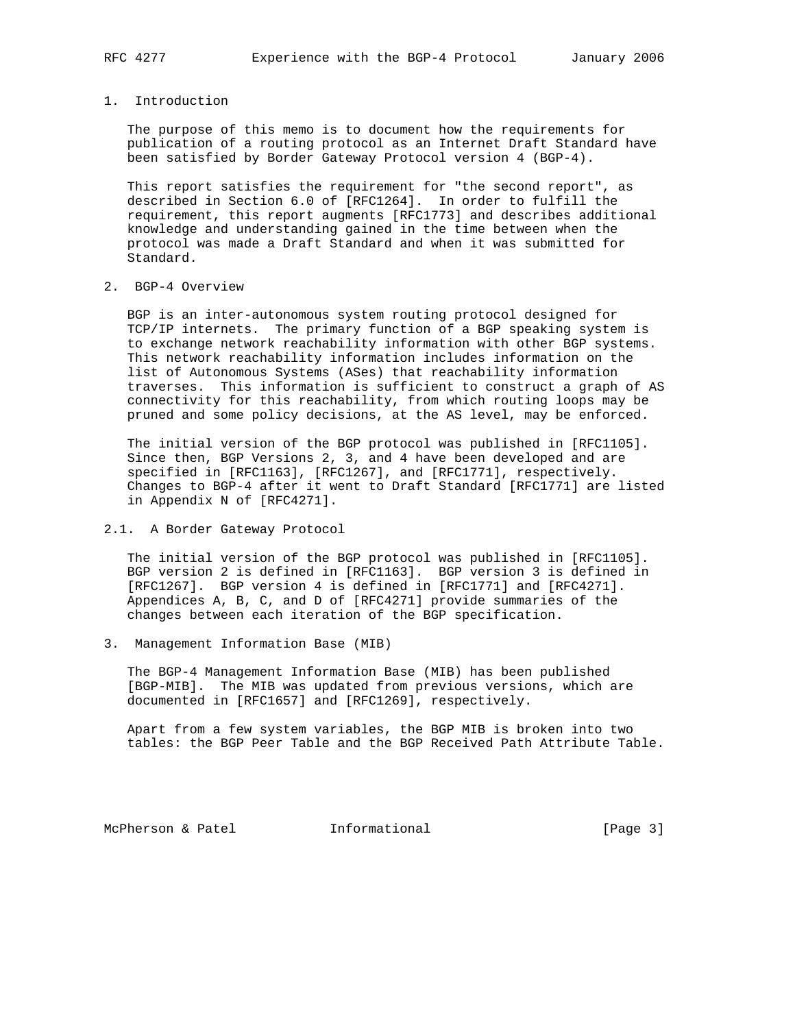# 1. Introduction

The purpose of this memo is to document how the requirements for publication of a routing protocol as an Internet Draft Standard have been satisfied by Border Gateway Protocol version 4 (BGP-4).

This report satisfies the requirement for "the second report", as described in Section 6.0 of [RFC1264]. In order to fulfill the requirement, this report augments [RFC1773] and describes additional knowledge and understanding gained in the time between when the protocol was made a Draft Standard and when it was submitted for Standard.

# 2. BGP-4 Overview

BGP is an inter-autonomous system routing protocol designed for TCP/IP internets. The primary function of a BGP speaking system is to exchange network reachability information with other BGP systems. This network reachability information includes information on the list of Autonomous Systems (ASes) that reachability information traverses. This information is sufficient to construct a graph of AS connectivity for this reachability, from which routing loops may be pruned and some policy decisions, at the AS level, may be enforced.

The initial version of the BGP protocol was published in [RFC1105]. Since then, BGP Versions 2, 3, and 4 have been developed and are specified in [RFC1163], [RFC1267], and [RFC1771], respectively. Changes to BGP-4 after it went to Draft Standard [RFC1771] are listed in Appendix N of [RFC4271].

## 2.1. A Border Gateway Protocol

The initial version of the BGP protocol was published in [RFC1105]. BGP version 2 is defined in [RFC1163]. BGP version 3 is defined in [RFC1267]. BGP version 4 is defined in [RFC1771] and [RFC4271]. Appendices A, B, C, and D of [RFC4271] provide summaries of the changes between each iteration of the BGP specification.

# 3. Management Information Base (MIB)

The BGP-4 Management Information Base (MIB) has been published [BGP-MIB]. The MIB was updated from previous versions, which are documented in [RFC1657] and [RFC1269], respectively.

Apart from a few system variables, the BGP MIB is broken into two tables: the BGP Peer Table and the BGP Received Path Attribute Table.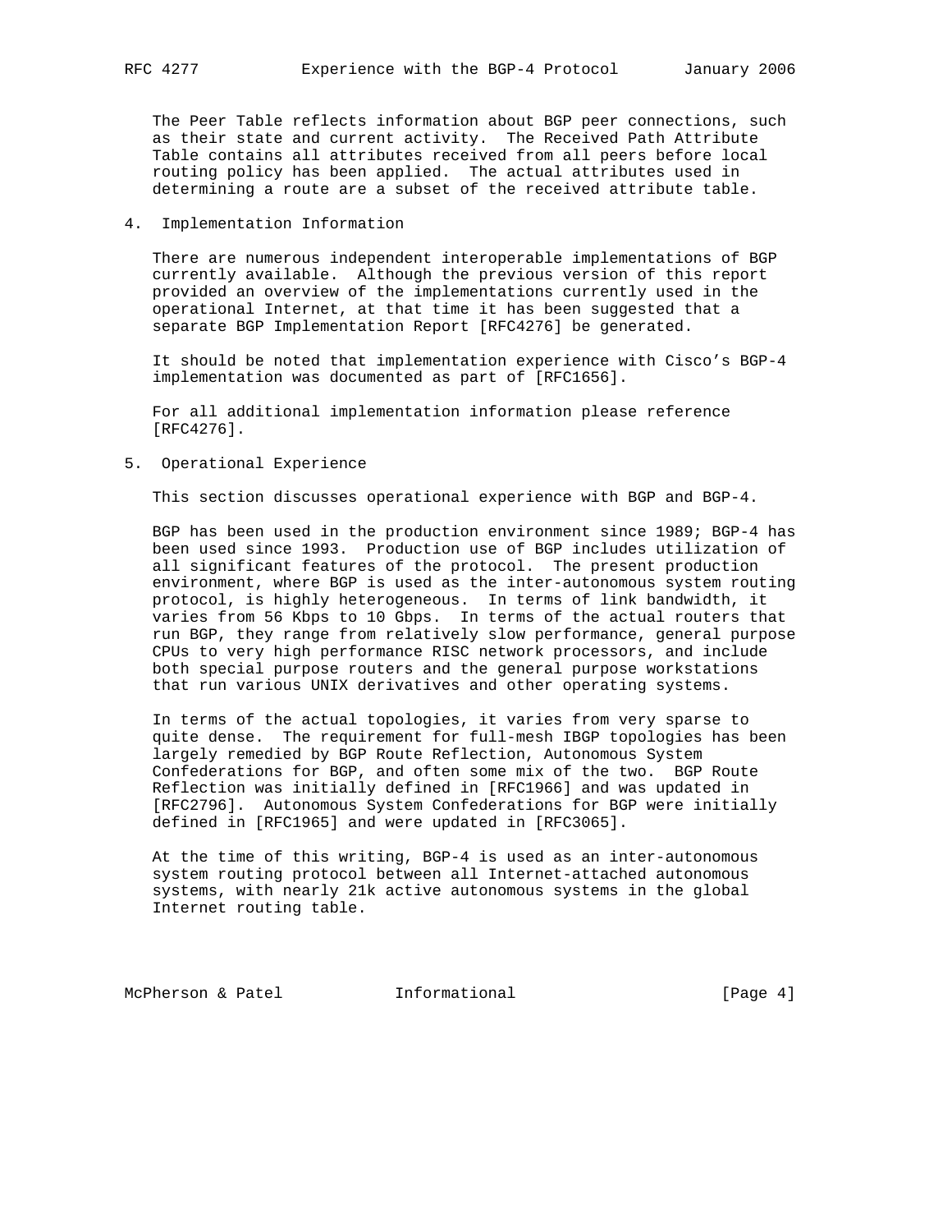The Peer Table reflects information about BGP peer connections, such as their state and current activity. The Received Path Attribute Table contains all attributes received from all peers before local routing policy has been applied. The actual attributes used in determining a route are a subset of the received attribute table.

## 4. Implementation Information

There are numerous independent interoperable implementations of BGP currently available. Although the previous version of this report provided an overview of the implementations currently used in the operational Internet, at that time it has been suggested that a separate BGP Implementation Report [RFC4276] be generated.

It should be noted that implementation experience with Cisco's BGP-4 implementation was documented as part of [RFC1656].

For all additional implementation information please reference [RFC4276].

## 5. Operational Experience

This section discusses operational experience with BGP and BGP-4.

BGP has been used in the production environment since 1989; BGP-4 has been used since 1993. Production use of BGP includes utilization of all significant features of the protocol. The present production environment, where BGP is used as the inter-autonomous system routing protocol, is highly heterogeneous. In terms of link bandwidth, it varies from 56 Kbps to 10 Gbps. In terms of the actual routers that run BGP, they range from relatively slow performance, general purpose CPUs to very high performance RISC network processors, and include both special purpose routers and the general purpose workstations that run various UNIX derivatives and other operating systems.

In terms of the actual topologies, it varies from very sparse to quite dense. The requirement for full-mesh IBGP topologies has been largely remedied by BGP Route Reflection, Autonomous System Confederations for BGP, and often some mix of the two. BGP Route Reflection was initially defined in [RFC1966] and was updated in [RFC2796]. Autonomous System Confederations for BGP were initially defined in [RFC1965] and were updated in [RFC3065].

At the time of this writing, BGP-4 is used as an inter-autonomous system routing protocol between all Internet-attached autonomous systems, with nearly 21k active autonomous systems in the global Internet routing table.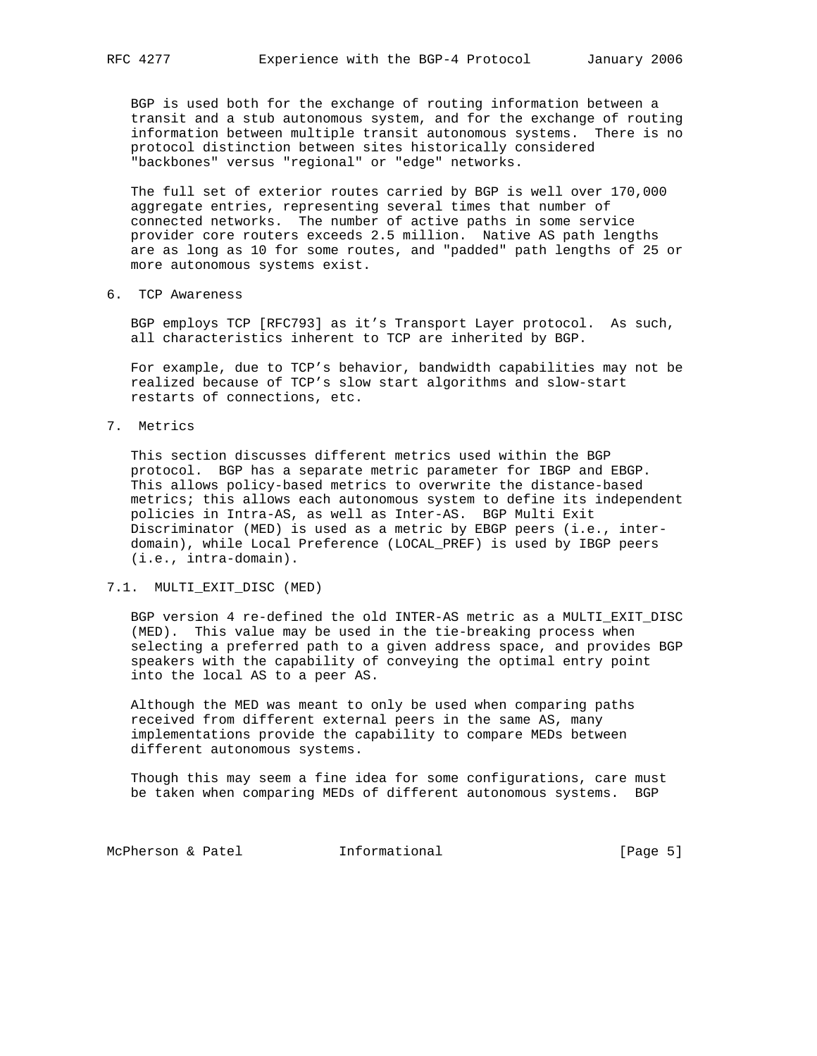BGP is used both for the exchange of routing information between a transit and a stub autonomous system, and for the exchange of routing information between multiple transit autonomous systems. There is no protocol distinction between sites historically considered "backbones" versus "regional" or "edge" networks.

The full set of exterior routes carried by BGP is well over 170,000 aggregate entries, representing several times that number of connected networks. The number of active paths in some service provider core routers exceeds 2.5 million. Native AS path lengths are as long as 10 for some routes, and "padded" path lengths of 25 or more autonomous systems exist.

## 6. TCP Awareness

BGP employs TCP [RFC793] as it's Transport Layer protocol. As such, all characteristics inherent to TCP are inherited by BGP.

For example, due to TCP's behavior, bandwidth capabilities may not be realized because of TCP's slow start algorithms and slow-start restarts of connections, etc.

## 7. Metrics

This section discusses different metrics used within the BGP protocol. BGP has a separate metric parameter for IBGP and EBGP. This allows policy-based metrics to overwrite the distance-based metrics; this allows each autonomous system to define its independent policies in Intra-AS, as well as Inter-AS. BGP Multi Exit Discriminator (MED) is used as a metric by EBGP peers (i.e., inter-domain), while Local Preference (LOCAL_PREF) is used by IBGP peers (i.e., intra-domain).

### 7.1. MULTI_EXIT_DISC (MED)

BGP version 4 re-defined the old INTER-AS metric as a MULTI_EXIT_DISC (MED). This value may be used in the tie-breaking process when selecting a preferred path to a given address space, and provides BGP speakers with the capability of conveying the optimal entry point into the local AS to a peer AS.

Although the MED was meant to only be used when comparing paths received from different external peers in the same AS, many implementations provide the capability to compare MEDs between different autonomous systems.

Though this may seem a fine idea for some configurations, care must be taken when comparing MEDs of different autonomous systems. BGP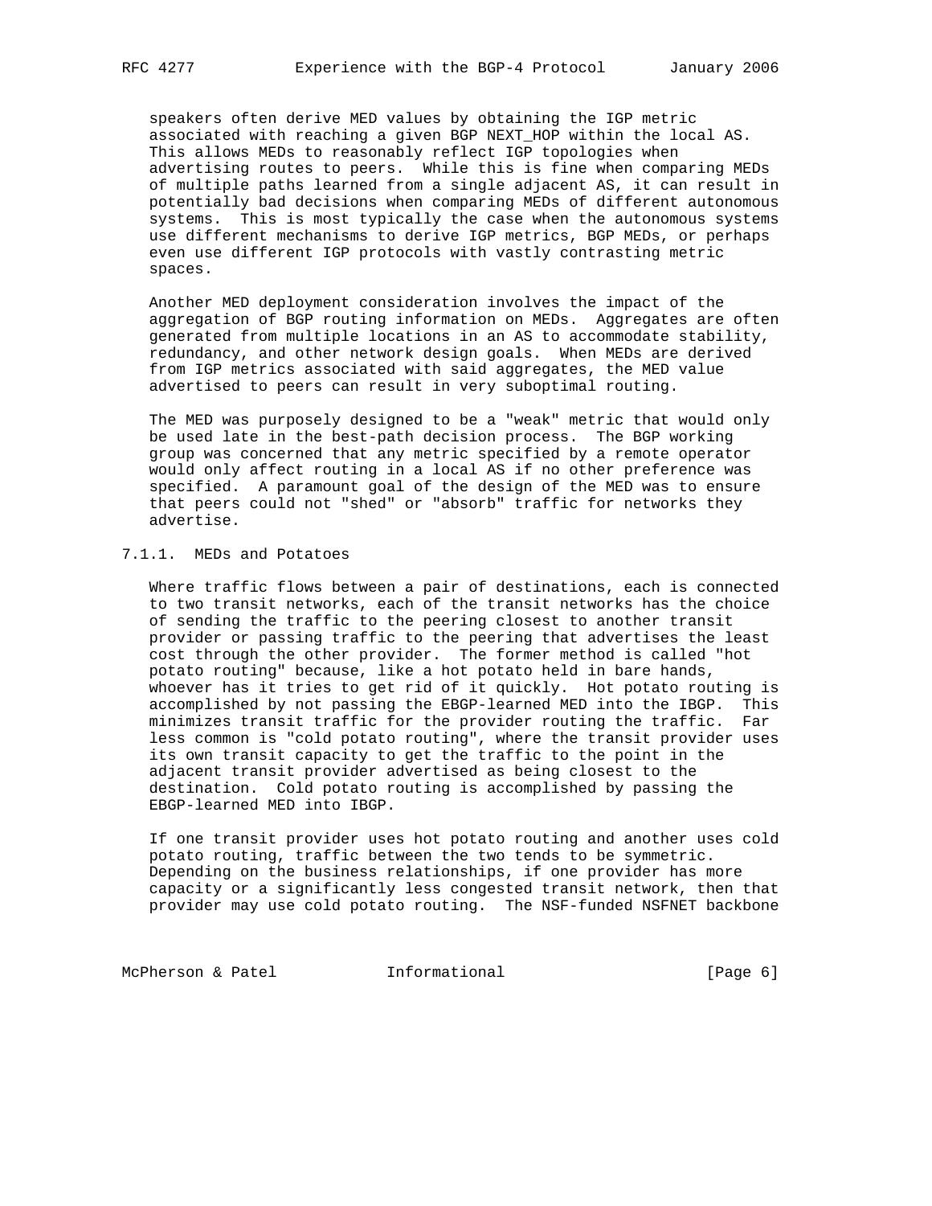speakers often derive MED values by obtaining the IGP metric associated with reaching a given BGP NEXT_HOP within the local AS. This allows MEDs to reasonably reflect IGP topologies when advertising routes to peers. While this is fine when comparing MEDs of multiple paths learned from a single adjacent AS, it can result in potentially bad decisions when comparing MEDs of different autonomous systems. This is most typically the case when the autonomous systems use different mechanisms to derive IGP metrics, BGP MEDs, or perhaps even use different IGP protocols with vastly contrasting metric spaces.

Another MED deployment consideration involves the impact of the aggregation of BGP routing information on MEDs. Aggregates are often generated from multiple locations in an AS to accommodate stability, redundancy, and other network design goals. When MEDs are derived from IGP metrics associated with said aggregates, the MED value advertised to peers can result in very suboptimal routing.

The MED was purposely designed to be a "weak" metric that would only be used late in the best-path decision process. The BGP working group was concerned that any metric specified by a remote operator would only affect routing in a local AS if no other preference was specified. A paramount goal of the design of the MED was to ensure that peers could not "shed" or "absorb" traffic for networks they advertise.

### 7.1.1. MEDs and Potatoes

Where traffic flows between a pair of destinations, each is connected to two transit networks, each of the transit networks has the choice of sending the traffic to the peering closest to another transit provider or passing traffic to the peering that advertises the least cost through the other provider. The former method is called "hot potato routing" because, like a hot potato held in bare hands, whoever has it tries to get rid of it quickly. Hot potato routing is accomplished by not passing the EBGP-learned MED into the IBGP. This minimizes transit traffic for the provider routing the traffic. Far less common is "cold potato routing", where the transit provider uses its own transit capacity to get the traffic to the point in the adjacent transit provider advertised as being closest to the destination. Cold potato routing is accomplished by passing the EBGP-learned MED into IBGP.

If one transit provider uses hot potato routing and another uses cold potato routing, traffic between the two tends to be symmetric. Depending on the business relationships, if one provider has more capacity or a significantly less congested transit network, then that provider may use cold potato routing. The NSF-funded NSFNET backbone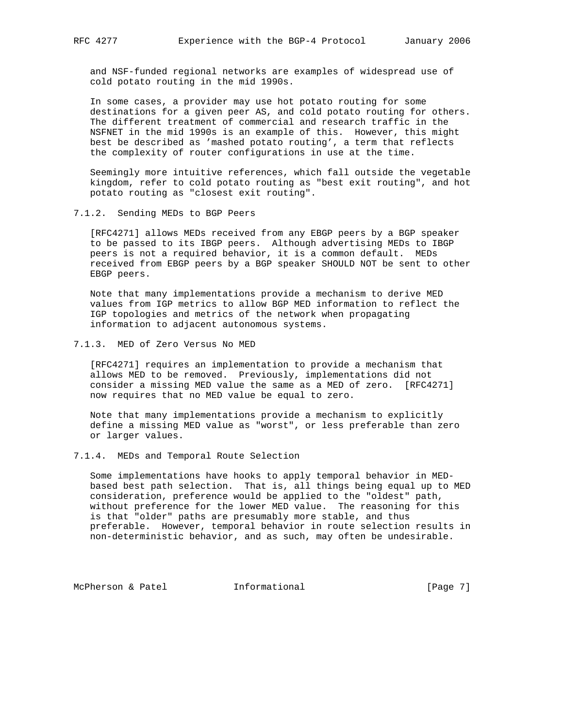and NSF-funded regional networks are examples of widespread use of cold potato routing in the mid 1990s.

In some cases, a provider may use hot potato routing for some destinations for a given peer AS, and cold potato routing for others. The different treatment of commercial and research traffic in the NSFNET in the mid 1990s is an example of this. However, this might best be described as 'mashed potato routing', a term that reflects the complexity of router configurations in use at the time.

Seemingly more intuitive references, which fall outside the vegetable kingdom, refer to cold potato routing as "best exit routing", and hot potato routing as "closest exit routing".

#### 7.1.2. Sending MEDs to BGP Peers

[RFC4271] allows MEDs received from any EBGP peers by a BGP speaker to be passed to its IBGP peers. Although advertising MEDs to IBGP peers is not a required behavior, it is a common default. MEDs received from EBGP peers by a BGP speaker SHOULD NOT be sent to other EBGP peers.

Note that many implementations provide a mechanism to derive MED values from IGP metrics to allow BGP MED information to reflect the IGP topologies and metrics of the network when propagating information to adjacent autonomous systems.

#### 7.1.3. MED of Zero Versus No MED

[RFC4271] requires an implementation to provide a mechanism that allows MED to be removed. Previously, implementations did not consider a missing MED value the same as a MED of zero. [RFC4271] now requires that no MED value be equal to zero.

Note that many implementations provide a mechanism to explicitly define a missing MED value as "worst", or less preferable than zero or larger values.

#### 7.1.4. MEDs and Temporal Route Selection

Some implementations have hooks to apply temporal behavior in MED-based best path selection. That is, all things being equal up to MED consideration, preference would be applied to the "oldest" path, without preference for the lower MED value. The reasoning for this is that "older" paths are presumably more stable, and thus preferable. However, temporal behavior in route selection results in non-deterministic behavior, and as such, may often be undesirable.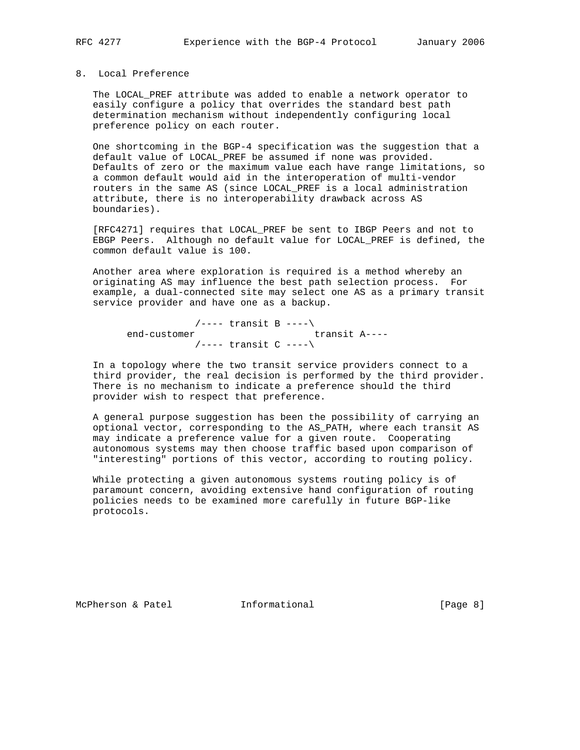## 8. Local Preference

The LOCAL_PREF attribute was added to enable a network operator to easily configure a policy that overrides the standard best path determination mechanism without independently configuring local preference policy on each router.

One shortcoming in the BGP-4 specification was the suggestion that a default value of LOCAL_PREF be assumed if none was provided. Defaults of zero or the maximum value each have range limitations, so a common default would aid in the interoperation of multi-vendor routers in the same AS (since LOCAL_PREF is a local administration attribute, there is no interoperability drawback across AS boundaries).

[RFC4271] requires that LOCAL_PREF be sent to IBGP Peers and not to EBGP Peers. Although no default value for LOCAL_PREF is defined, the common default value is 100.

Another area where exploration is required is a method whereby an originating AS may influence the best path selection process. For example, a dual-connected site may select one AS as a primary transit service provider and have one as a backup.

```
                 /---- transit B ----\
      end-customer                    transit A----
                 /---- transit C ----\
```

In a topology where the two transit service providers connect to a third provider, the real decision is performed by the third provider. There is no mechanism to indicate a preference should the third provider wish to respect that preference.

A general purpose suggestion has been the possibility of carrying an optional vector, corresponding to the AS_PATH, where each transit AS may indicate a preference value for a given route. Cooperating autonomous systems may then choose traffic based upon comparison of "interesting" portions of this vector, according to routing policy.

While protecting a given autonomous systems routing policy is of paramount concern, avoiding extensive hand configuration of routing policies needs to be examined more carefully in future BGP-like protocols.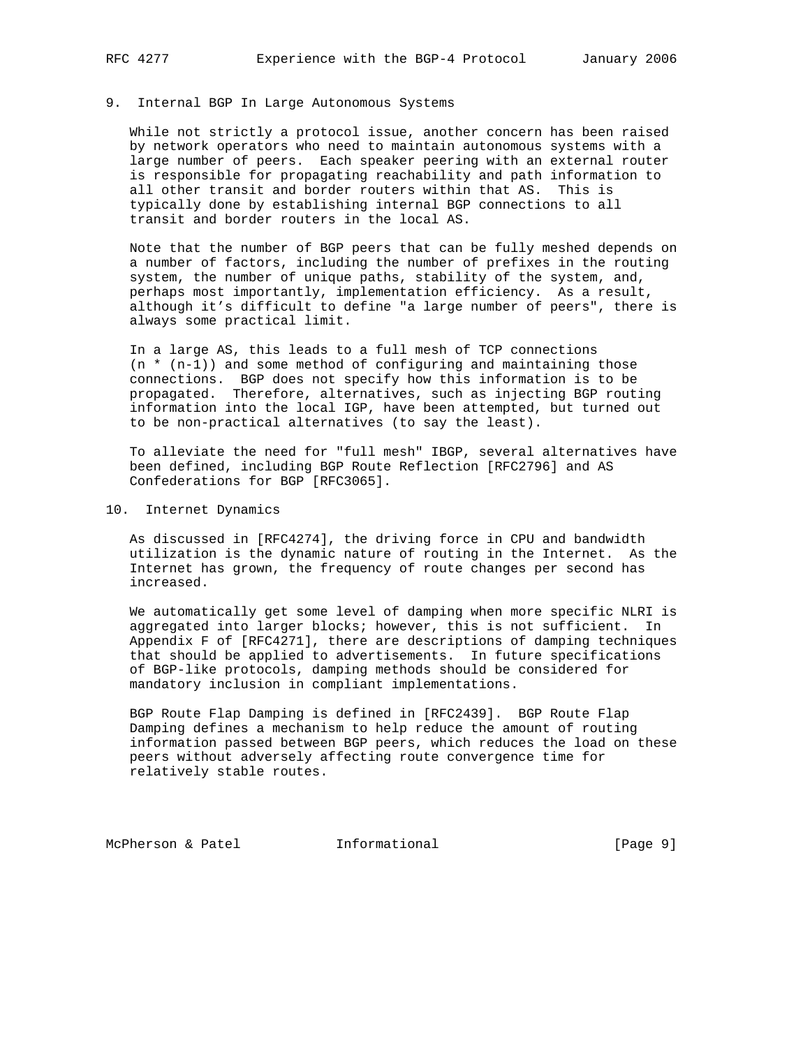## 9. Internal BGP In Large Autonomous Systems

While not strictly a protocol issue, another concern has been raised by network operators who need to maintain autonomous systems with a large number of peers. Each speaker peering with an external router is responsible for propagating reachability and path information to all other transit and border routers within that AS. This is typically done by establishing internal BGP connections to all transit and border routers in the local AS.

Note that the number of BGP peers that can be fully meshed depends on a number of factors, including the number of prefixes in the routing system, the number of unique paths, stability of the system, and, perhaps most importantly, implementation efficiency. As a result, although it's difficult to define "a large number of peers", there is always some practical limit.

In a large AS, this leads to a full mesh of TCP connections (n * (n-1)) and some method of configuring and maintaining those connections. BGP does not specify how this information is to be propagated. Therefore, alternatives, such as injecting BGP routing information into the local IGP, have been attempted, but turned out to be non-practical alternatives (to say the least).

To alleviate the need for "full mesh" IBGP, several alternatives have been defined, including BGP Route Reflection [RFC2796] and AS Confederations for BGP [RFC3065].

## 10. Internet Dynamics

As discussed in [RFC4274], the driving force in CPU and bandwidth utilization is the dynamic nature of routing in the Internet. As the Internet has grown, the frequency of route changes per second has increased.

We automatically get some level of damping when more specific NLRI is aggregated into larger blocks; however, this is not sufficient. In Appendix F of [RFC4271], there are descriptions of damping techniques that should be applied to advertisements. In future specifications of BGP-like protocols, damping methods should be considered for mandatory inclusion in compliant implementations.

BGP Route Flap Damping is defined in [RFC2439]. BGP Route Flap Damping defines a mechanism to help reduce the amount of routing information passed between BGP peers, which reduces the load on these peers without adversely affecting route convergence time for relatively stable routes.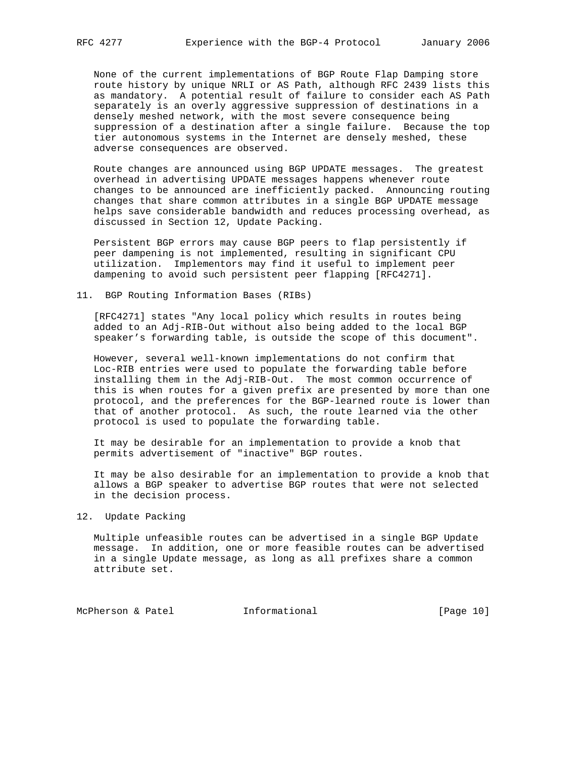None of the current implementations of BGP Route Flap Damping store route history by unique NRLI or AS Path, although RFC 2439 lists this as mandatory. A potential result of failure to consider each AS Path separately is an overly aggressive suppression of destinations in a densely meshed network, with the most severe consequence being suppression of a destination after a single failure. Because the top tier autonomous systems in the Internet are densely meshed, these adverse consequences are observed.

Route changes are announced using BGP UPDATE messages. The greatest overhead in advertising UPDATE messages happens whenever route changes to be announced are inefficiently packed. Announcing routing changes that share common attributes in a single BGP UPDATE message helps save considerable bandwidth and reduces processing overhead, as discussed in Section 12, Update Packing.

Persistent BGP errors may cause BGP peers to flap persistently if peer dampening is not implemented, resulting in significant CPU utilization. Implementors may find it useful to implement peer dampening to avoid such persistent peer flapping [RFC4271].

## 11. BGP Routing Information Bases (RIBs)

[RFC4271] states "Any local policy which results in routes being added to an Adj-RIB-Out without also being added to the local BGP speaker’s forwarding table, is outside the scope of this document".

However, several well-known implementations do not confirm that Loc-RIB entries were used to populate the forwarding table before installing them in the Adj-RIB-Out. The most common occurrence of this is when routes for a given prefix are presented by more than one protocol, and the preferences for the BGP-learned route is lower than that of another protocol. As such, the route learned via the other protocol is used to populate the forwarding table.

It may be desirable for an implementation to provide a knob that permits advertisement of "inactive" BGP routes.

It may be also desirable for an implementation to provide a knob that allows a BGP speaker to advertise BGP routes that were not selected in the decision process.

## 12. Update Packing

Multiple unfeasible routes can be advertised in a single BGP Update message. In addition, one or more feasible routes can be advertised in a single Update message, as long as all prefixes share a common attribute set.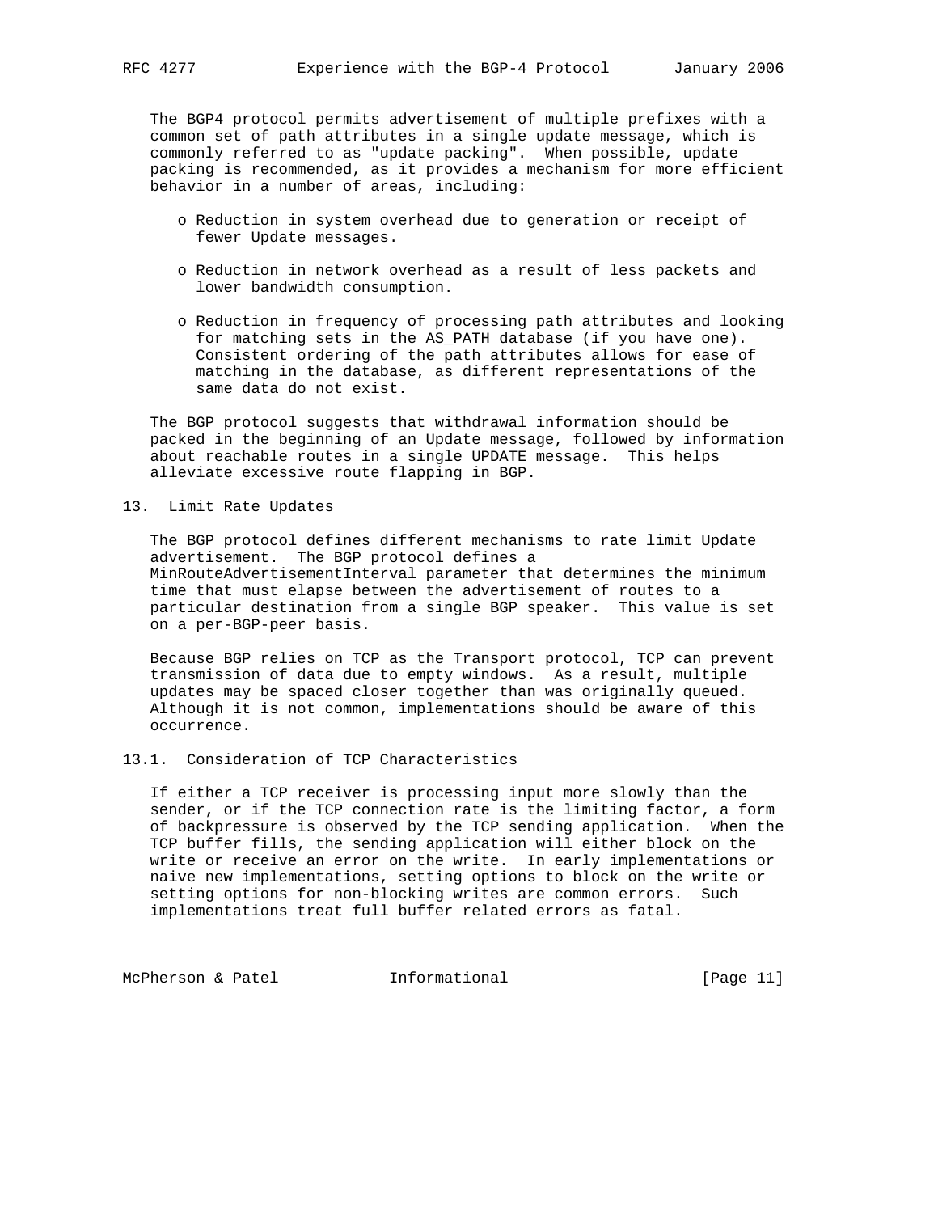The BGP4 protocol permits advertisement of multiple prefixes with a common set of path attributes in a single update message, which is commonly referred to as "update packing". When possible, update packing is recommended, as it provides a mechanism for more efficient behavior in a number of areas, including:

- Reduction in system overhead due to generation or receipt of fewer Update messages.
- Reduction in network overhead as a result of less packets and lower bandwidth consumption.
- Reduction in frequency of processing path attributes and looking for matching sets in the AS_PATH database (if you have one). Consistent ordering of the path attributes allows for ease of matching in the database, as different representations of the same data do not exist.

The BGP protocol suggests that withdrawal information should be packed in the beginning of an Update message, followed by information about reachable routes in a single UPDATE message. This helps alleviate excessive route flapping in BGP.

## 13. Limit Rate Updates

The BGP protocol defines different mechanisms to rate limit Update advertisement. The BGP protocol defines a MinRouteAdvertisementInterval parameter that determines the minimum time that must elapse between the advertisement of routes to a particular destination from a single BGP speaker. This value is set on a per-BGP-peer basis.

Because BGP relies on TCP as the Transport protocol, TCP can prevent transmission of data due to empty windows. As a result, multiple updates may be spaced closer together than was originally queued. Although it is not common, implementations should be aware of this occurrence.

### 13.1. Consideration of TCP Characteristics

If either a TCP receiver is processing input more slowly than the sender, or if the TCP connection rate is the limiting factor, a form of backpressure is observed by the TCP sending application. When the TCP buffer fills, the sending application will either block on the write or receive an error on the write. In early implementations or naive new implementations, setting options to block on the write or setting options for non-blocking writes are common errors. Such implementations treat full buffer related errors as fatal.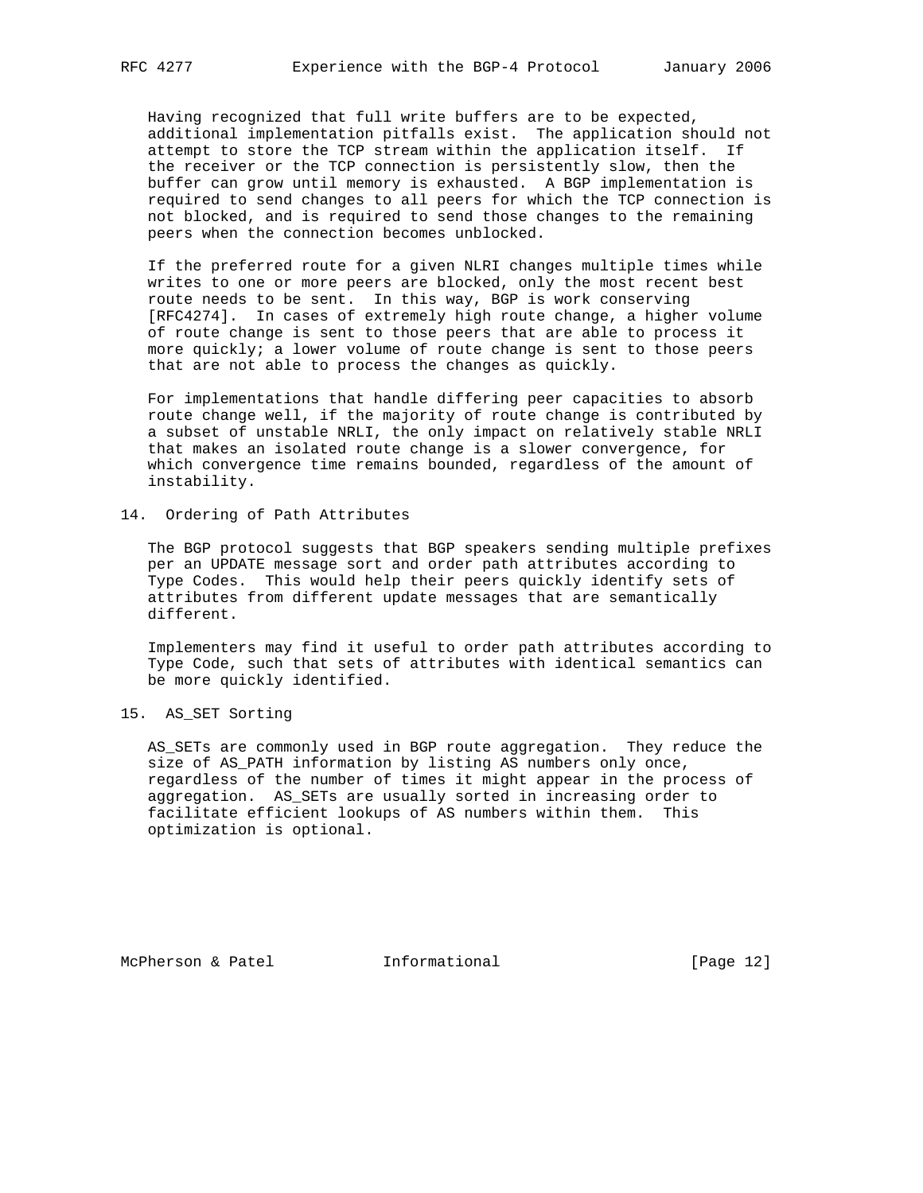Having recognized that full write buffers are to be expected, additional implementation pitfalls exist. The application should not attempt to store the TCP stream within the application itself. If the receiver or the TCP connection is persistently slow, then the buffer can grow until memory is exhausted. A BGP implementation is required to send changes to all peers for which the TCP connection is not blocked, and is required to send those changes to the remaining peers when the connection becomes unblocked.

If the preferred route for a given NLRI changes multiple times while writes to one or more peers are blocked, only the most recent best route needs to be sent. In this way, BGP is work conserving [RFC4274]. In cases of extremely high route change, a higher volume of route change is sent to those peers that are able to process it more quickly; a lower volume of route change is sent to those peers that are not able to process the changes as quickly.

For implementations that handle differing peer capacities to absorb route change well, if the majority of route change is contributed by a subset of unstable NRLI, the only impact on relatively stable NRLI that makes an isolated route change is a slower convergence, for which convergence time remains bounded, regardless of the amount of instability.

## 14. Ordering of Path Attributes

The BGP protocol suggests that BGP speakers sending multiple prefixes per an UPDATE message sort and order path attributes according to Type Codes. This would help their peers quickly identify sets of attributes from different update messages that are semantically different.

Implementers may find it useful to order path attributes according to Type Code, such that sets of attributes with identical semantics can be more quickly identified.

## 15. AS_SET Sorting

AS_SETs are commonly used in BGP route aggregation. They reduce the size of AS_PATH information by listing AS numbers only once, regardless of the number of times it might appear in the process of aggregation. AS_SETs are usually sorted in increasing order to facilitate efficient lookups of AS numbers within them. This optimization is optional.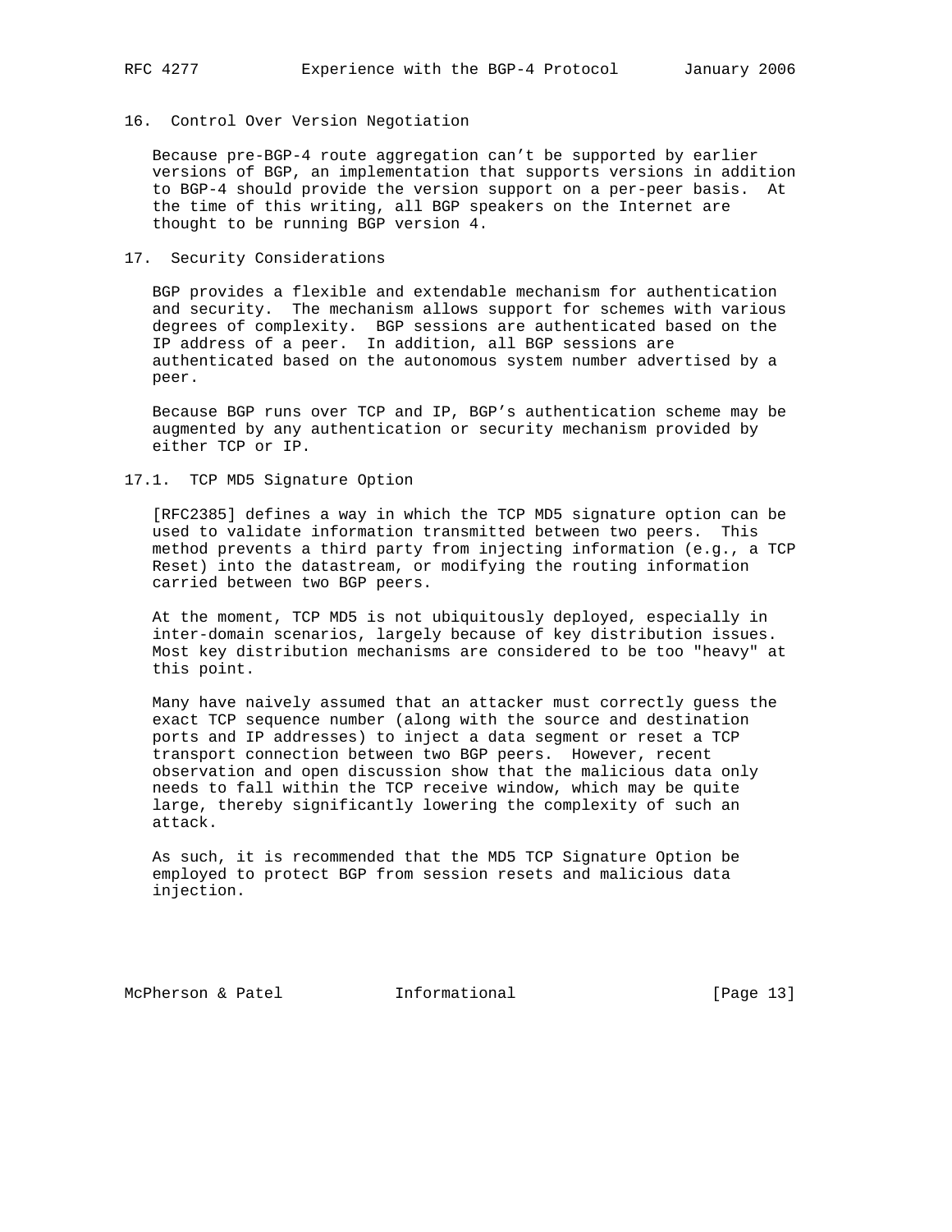## 16. Control Over Version Negotiation

Because pre-BGP-4 route aggregation can't be supported by earlier versions of BGP, an implementation that supports versions in addition to BGP-4 should provide the version support on a per-peer basis. At the time of this writing, all BGP speakers on the Internet are thought to be running BGP version 4.

## 17. Security Considerations

BGP provides a flexible and extendable mechanism for authentication and security. The mechanism allows support for schemes with various degrees of complexity. BGP sessions are authenticated based on the IP address of a peer. In addition, all BGP sessions are authenticated based on the autonomous system number advertised by a peer.

Because BGP runs over TCP and IP, BGP's authentication scheme may be augmented by any authentication or security mechanism provided by either TCP or IP.

### 17.1. TCP MD5 Signature Option

[RFC2385] defines a way in which the TCP MD5 signature option can be used to validate information transmitted between two peers. This method prevents a third party from injecting information (e.g., a TCP Reset) into the datastream, or modifying the routing information carried between two BGP peers.

At the moment, TCP MD5 is not ubiquitously deployed, especially in inter-domain scenarios, largely because of key distribution issues. Most key distribution mechanisms are considered to be too "heavy" at this point.

Many have naively assumed that an attacker must correctly guess the exact TCP sequence number (along with the source and destination ports and IP addresses) to inject a data segment or reset a TCP transport connection between two BGP peers. However, recent observation and open discussion show that the malicious data only needs to fall within the TCP receive window, which may be quite large, thereby significantly lowering the complexity of such an attack.

As such, it is recommended that the MD5 TCP Signature Option be employed to protect BGP from session resets and malicious data injection.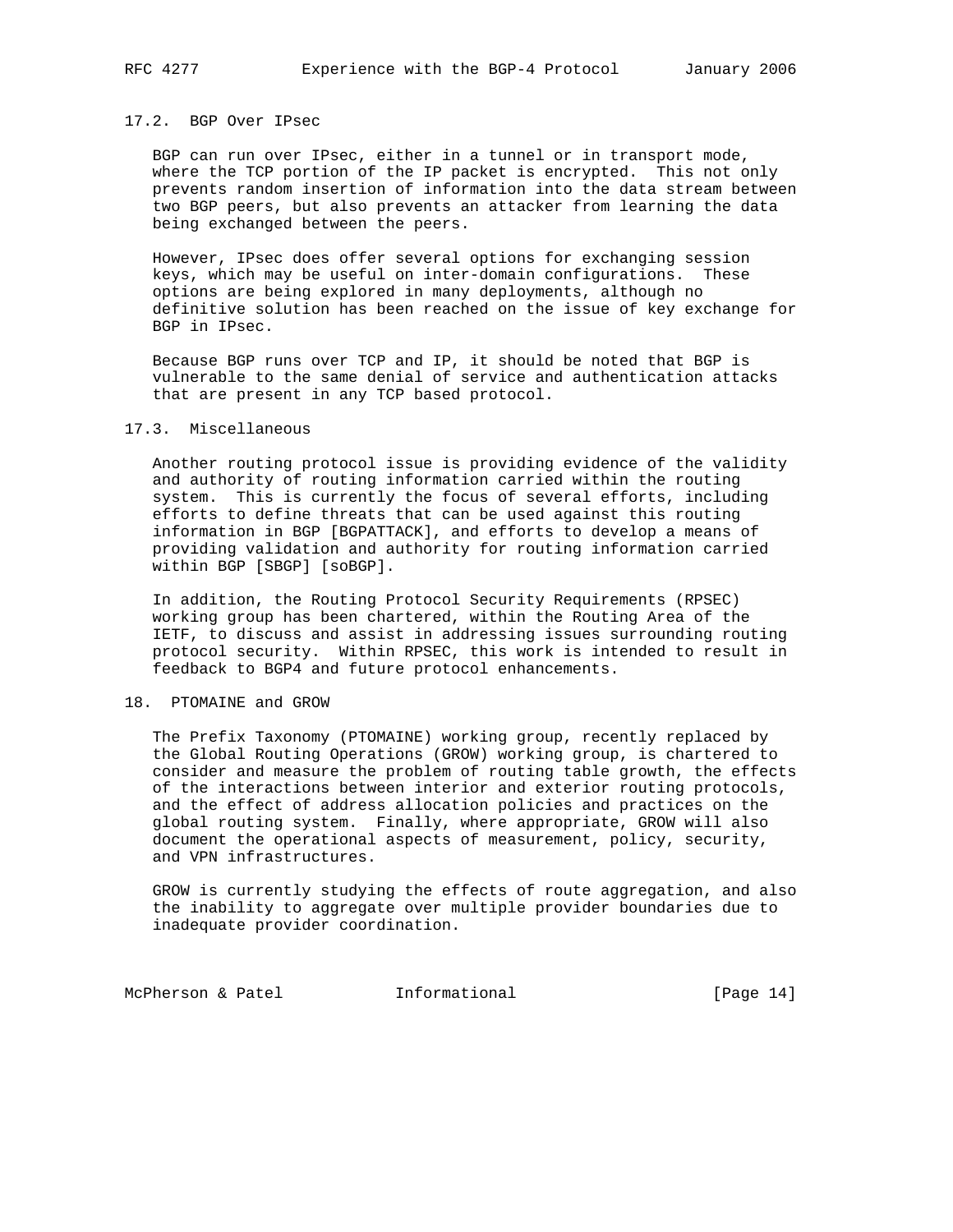### 17.2. BGP Over IPsec

BGP can run over IPsec, either in a tunnel or in transport mode, where the TCP portion of the IP packet is encrypted. This not only prevents random insertion of information into the data stream between two BGP peers, but also prevents an attacker from learning the data being exchanged between the peers.

However, IPsec does offer several options for exchanging session keys, which may be useful on inter-domain configurations. These options are being explored in many deployments, although no definitive solution has been reached on the issue of key exchange for BGP in IPsec.

Because BGP runs over TCP and IP, it should be noted that BGP is vulnerable to the same denial of service and authentication attacks that are present in any TCP based protocol.

### 17.3. Miscellaneous

Another routing protocol issue is providing evidence of the validity and authority of routing information carried within the routing system. This is currently the focus of several efforts, including efforts to define threats that can be used against this routing information in BGP [BGPATTACK], and efforts to develop a means of providing validation and authority for routing information carried within BGP [SBGP] [soBGP].

In addition, the Routing Protocol Security Requirements (RPSEC) working group has been chartered, within the Routing Area of the IETF, to discuss and assist in addressing issues surrounding routing protocol security. Within RPSEC, this work is intended to result in feedback to BGP4 and future protocol enhancements.

## 18. PTOMAINE and GROW

The Prefix Taxonomy (PTOMAINE) working group, recently replaced by the Global Routing Operations (GROW) working group, is chartered to consider and measure the problem of routing table growth, the effects of the interactions between interior and exterior routing protocols, and the effect of address allocation policies and practices on the global routing system. Finally, where appropriate, GROW will also document the operational aspects of measurement, policy, security, and VPN infrastructures.

GROW is currently studying the effects of route aggregation, and also the inability to aggregate over multiple provider boundaries due to inadequate provider coordination.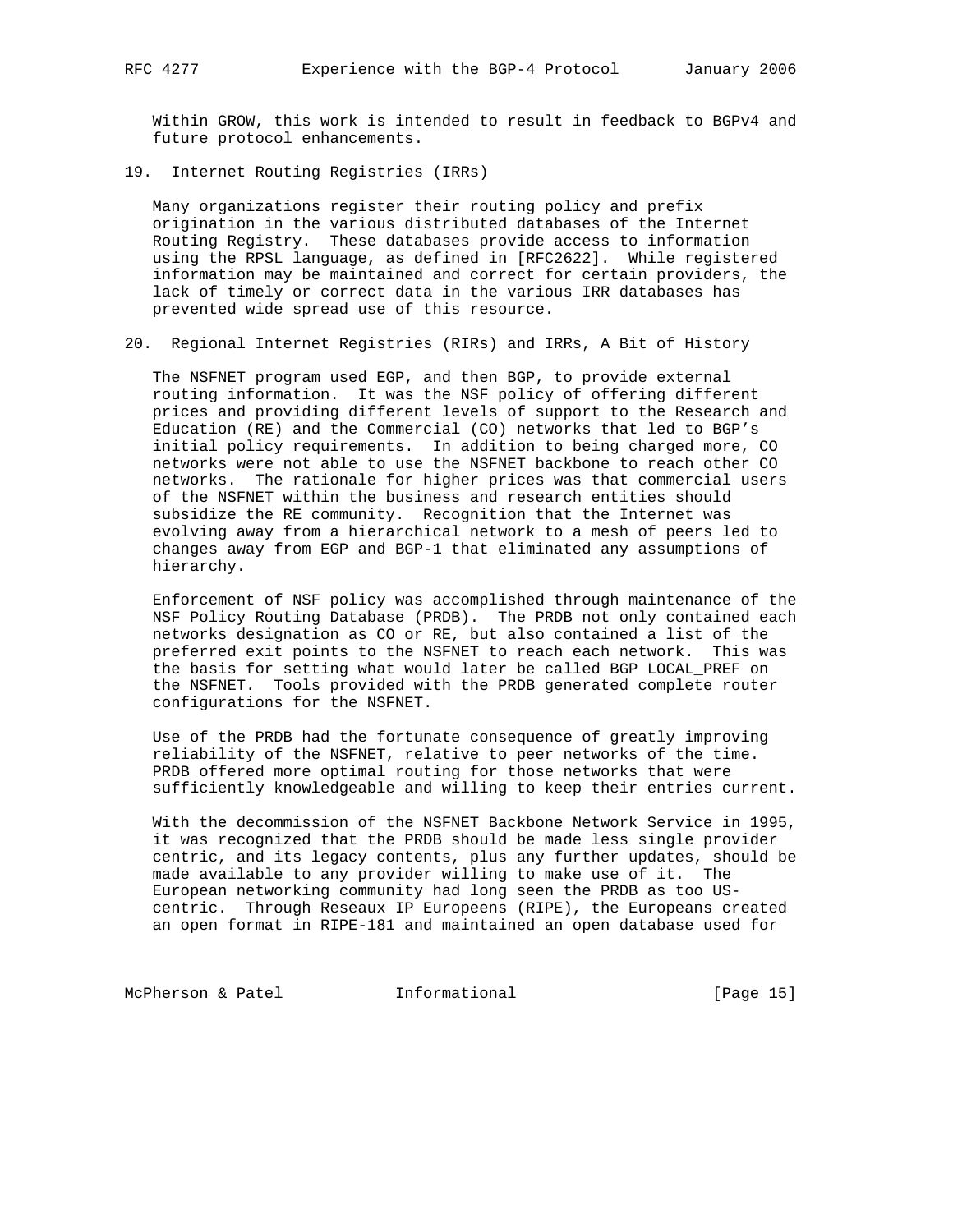Within GROW, this work is intended to result in feedback to BGPv4 and future protocol enhancements.

## 19. Internet Routing Registries (IRRs)

Many organizations register their routing policy and prefix origination in the various distributed databases of the Internet Routing Registry. These databases provide access to information using the RPSL language, as defined in [RFC2622]. While registered information may be maintained and correct for certain providers, the lack of timely or correct data in the various IRR databases has prevented wide spread use of this resource.

## 20. Regional Internet Registries (RIRs) and IRRs, A Bit of History

The NSFNET program used EGP, and then BGP, to provide external routing information. It was the NSF policy of offering different prices and providing different levels of support to the Research and Education (RE) and the Commercial (CO) networks that led to BGP's initial policy requirements. In addition to being charged more, CO networks were not able to use the NSFNET backbone to reach other CO networks. The rationale for higher prices was that commercial users of the NSFNET within the business and research entities should subsidize the RE community. Recognition that the Internet was evolving away from a hierarchical network to a mesh of peers led to changes away from EGP and BGP-1 that eliminated any assumptions of hierarchy.

Enforcement of NSF policy was accomplished through maintenance of the NSF Policy Routing Database (PRDB). The PRDB not only contained each networks designation as CO or RE, but also contained a list of the preferred exit points to the NSFNET to reach each network. This was the basis for setting what would later be called BGP LOCAL_PREF on the NSFNET. Tools provided with the PRDB generated complete router configurations for the NSFNET.

Use of the PRDB had the fortunate consequence of greatly improving reliability of the NSFNET, relative to peer networks of the time. PRDB offered more optimal routing for those networks that were sufficiently knowledgeable and willing to keep their entries current.

With the decommission of the NSFNET Backbone Network Service in 1995, it was recognized that the PRDB should be made less single provider centric, and its legacy contents, plus any further updates, should be made available to any provider willing to make use of it. The European networking community had long seen the PRDB as too US-centric. Through Reseaux IP Europeens (RIPE), the Europeans created an open format in RIPE-181 and maintained an open database used for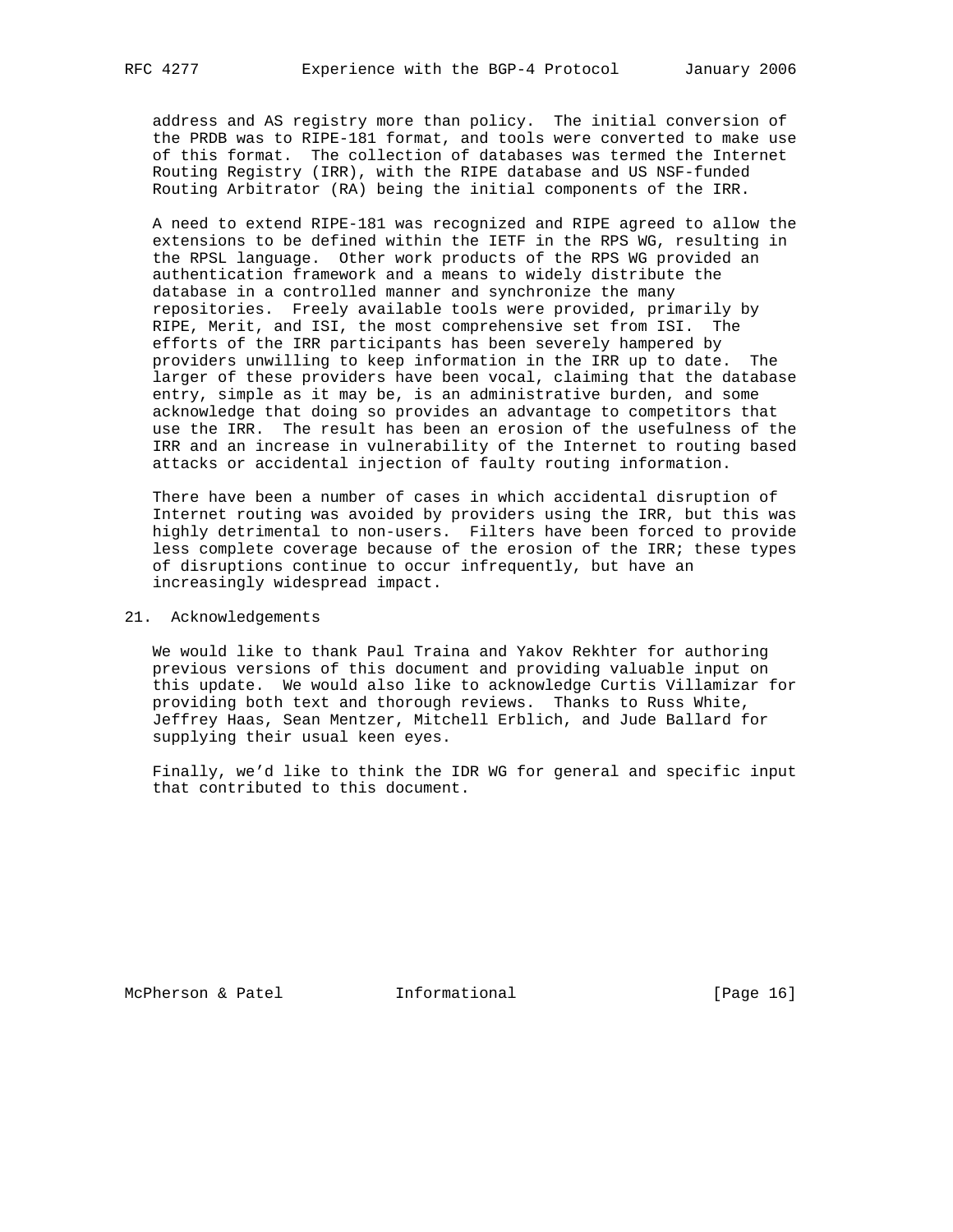address and AS registry more than policy. The initial conversion of the PRDB was to RIPE-181 format, and tools were converted to make use of this format. The collection of databases was termed the Internet Routing Registry (IRR), with the RIPE database and US NSF-funded Routing Arbitrator (RA) being the initial components of the IRR.

A need to extend RIPE-181 was recognized and RIPE agreed to allow the extensions to be defined within the IETF in the RPS WG, resulting in the RPSL language. Other work products of the RPS WG provided an authentication framework and a means to widely distribute the database in a controlled manner and synchronize the many repositories. Freely available tools were provided, primarily by RIPE, Merit, and ISI, the most comprehensive set from ISI. The efforts of the IRR participants has been severely hampered by providers unwilling to keep information in the IRR up to date. The larger of these providers have been vocal, claiming that the database entry, simple as it may be, is an administrative burden, and some acknowledge that doing so provides an advantage to competitors that use the IRR. The result has been an erosion of the usefulness of the IRR and an increase in vulnerability of the Internet to routing based attacks or accidental injection of faulty routing information.

There have been a number of cases in which accidental disruption of Internet routing was avoided by providers using the IRR, but this was highly detrimental to non-users. Filters have been forced to provide less complete coverage because of the erosion of the IRR; these types of disruptions continue to occur infrequently, but have an increasingly widespread impact.

## 21. Acknowledgements

We would like to thank Paul Traina and Yakov Rekhter for authoring previous versions of this document and providing valuable input on this update. We would also like to acknowledge Curtis Villamizar for providing both text and thorough reviews. Thanks to Russ White, Jeffrey Haas, Sean Mentzer, Mitchell Erblich, and Jude Ballard for supplying their usual keen eyes.

Finally, we'd like to think the IDR WG for general and specific input that contributed to this document.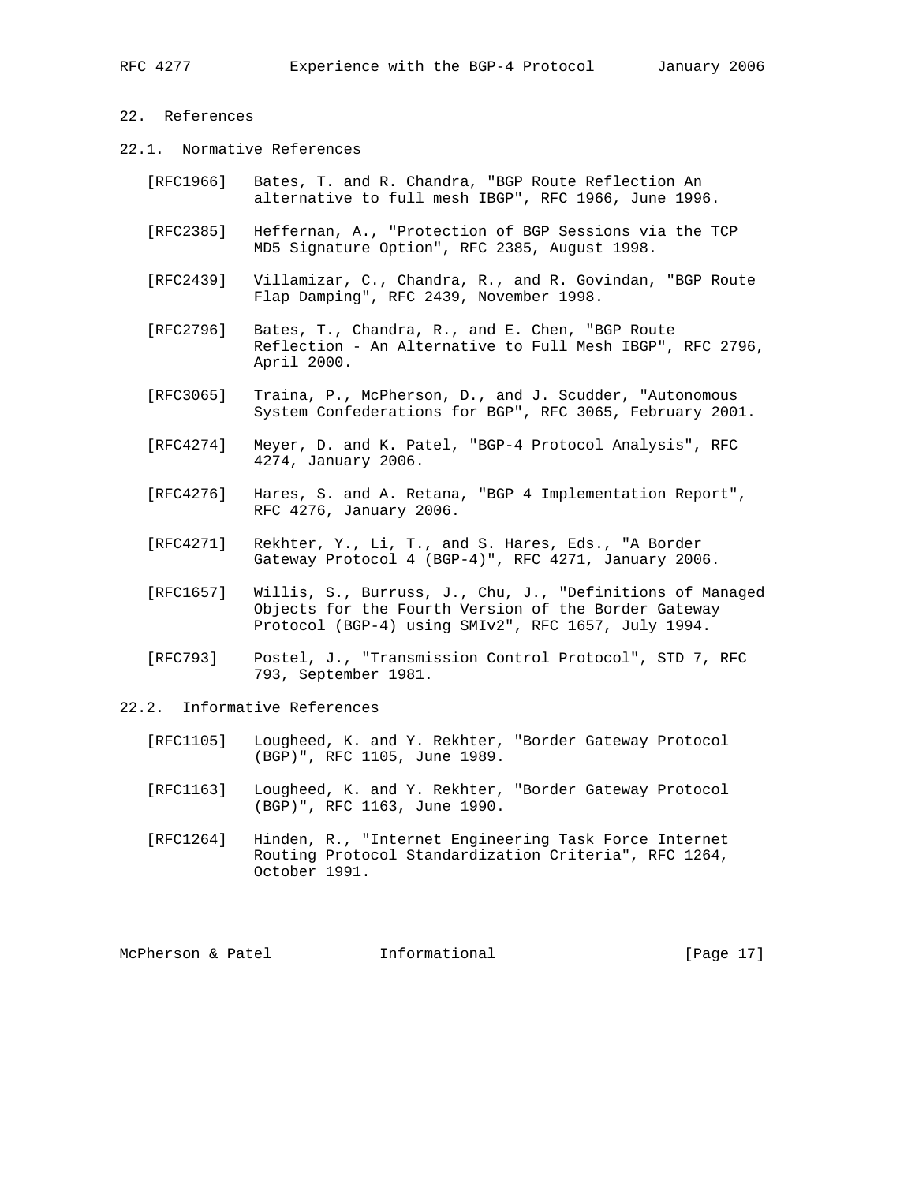## 22. References

### 22.1. Normative References

[RFC1966] Bates, T. and R. Chandra, "BGP Route Reflection An alternative to full mesh IBGP", RFC 1966, June 1996.

[RFC2385] Heffernan, A., "Protection of BGP Sessions via the TCP MD5 Signature Option", RFC 2385, August 1998.

[RFC2439] Villamizar, C., Chandra, R., and R. Govindan, "BGP Route Flap Damping", RFC 2439, November 1998.

[RFC2796] Bates, T., Chandra, R., and E. Chen, "BGP Route Reflection - An Alternative to Full Mesh IBGP", RFC 2796, April 2000.

[RFC3065] Traina, P., McPherson, D., and J. Scudder, "Autonomous System Confederations for BGP", RFC 3065, February 2001.

[RFC4274] Meyer, D. and K. Patel, "BGP-4 Protocol Analysis", RFC 4274, January 2006.

[RFC4276] Hares, S. and A. Retana, "BGP 4 Implementation Report", RFC 4276, January 2006.

[RFC4271] Rekhter, Y., Li, T., and S. Hares, Eds., "A Border Gateway Protocol 4 (BGP-4)", RFC 4271, January 2006.

[RFC1657] Willis, S., Burruss, J., Chu, J., "Definitions of Managed Objects for the Fourth Version of the Border Gateway Protocol (BGP-4) using SMIv2", RFC 1657, July 1994.

[RFC793] Postel, J., "Transmission Control Protocol", STD 7, RFC 793, September 1981.

### 22.2. Informative References

[RFC1105] Lougheed, K. and Y. Rekhter, "Border Gateway Protocol (BGP)", RFC 1105, June 1989.

[RFC1163] Lougheed, K. and Y. Rekhter, "Border Gateway Protocol (BGP)", RFC 1163, June 1990.

[RFC1264] Hinden, R., "Internet Engineering Task Force Internet Routing Protocol Standardization Criteria", RFC 1264, October 1991.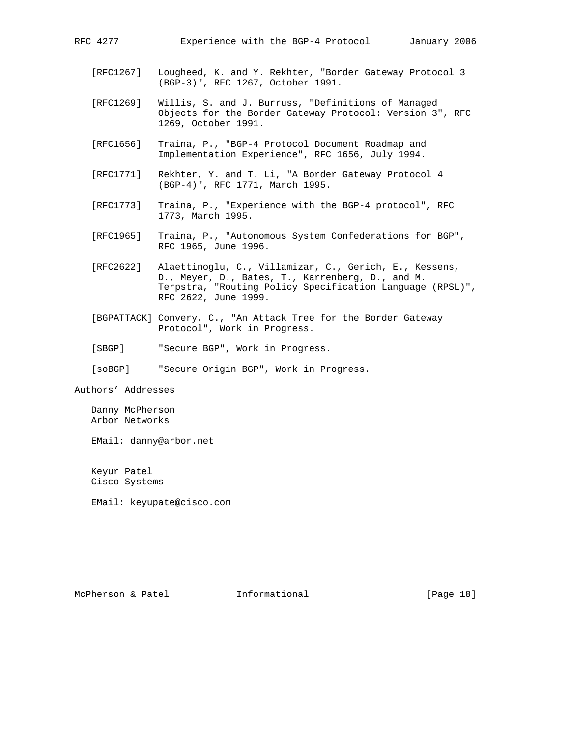[RFC1267] Lougheed, K. and Y. Rekhter, "Border Gateway Protocol 3 (BGP-3)", RFC 1267, October 1991.

[RFC1269] Willis, S. and J. Burruss, "Definitions of Managed Objects for the Border Gateway Protocol: Version 3", RFC 1269, October 1991.

[RFC1656] Traina, P., "BGP-4 Protocol Document Roadmap and Implementation Experience", RFC 1656, July 1994.

[RFC1771] Rekhter, Y. and T. Li, "A Border Gateway Protocol 4 (BGP-4)", RFC 1771, March 1995.

[RFC1773] Traina, P., "Experience with the BGP-4 protocol", RFC 1773, March 1995.

[RFC1965] Traina, P., "Autonomous System Confederations for BGP", RFC 1965, June 1996.

[RFC2622] Alaettinoglu, C., Villamizar, C., Gerich, E., Kessens, D., Meyer, D., Bates, T., Karrenberg, D., and M. Terpstra, "Routing Policy Specification Language (RPSL)", RFC 2622, June 1999.

[BGPATTACK] Convery, C., "An Attack Tree for the Border Gateway Protocol", Work in Progress.

[SBGP] "Secure BGP", Work in Progress.

[soBGP] "Secure Origin BGP", Work in Progress.

## Authors' Addresses

Danny McPherson
Arbor Networks

EMail: danny@arbor.net

Keyur Patel
Cisco Systems

EMail: keyupate@cisco.com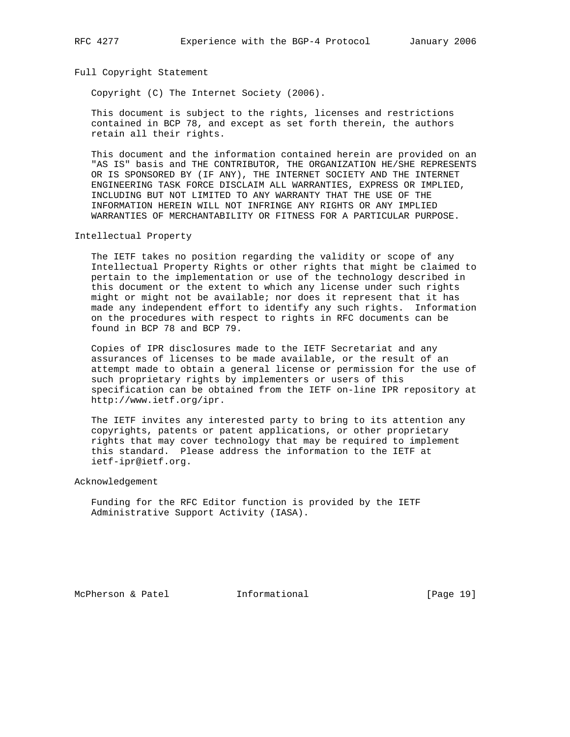## Full Copyright Statement

Copyright (C) The Internet Society (2006).

This document is subject to the rights, licenses and restrictions contained in BCP 78, and except as set forth therein, the authors retain all their rights.

This document and the information contained herein are provided on an "AS IS" basis and THE CONTRIBUTOR, THE ORGANIZATION HE/SHE REPRESENTS OR IS SPONSORED BY (IF ANY), THE INTERNET SOCIETY AND THE INTERNET ENGINEERING TASK FORCE DISCLAIM ALL WARRANTIES, EXPRESS OR IMPLIED, INCLUDING BUT NOT LIMITED TO ANY WARRANTY THAT THE USE OF THE INFORMATION HEREIN WILL NOT INFRINGE ANY RIGHTS OR ANY IMPLIED WARRANTIES OF MERCHANTABILITY OR FITNESS FOR A PARTICULAR PURPOSE.

## Intellectual Property

The IETF takes no position regarding the validity or scope of any Intellectual Property Rights or other rights that might be claimed to pertain to the implementation or use of the technology described in this document or the extent to which any license under such rights might or might not be available; nor does it represent that it has made any independent effort to identify any such rights. Information on the procedures with respect to rights in RFC documents can be found in BCP 78 and BCP 79.

Copies of IPR disclosures made to the IETF Secretariat and any assurances of licenses to be made available, or the result of an attempt made to obtain a general license or permission for the use of such proprietary rights by implementers or users of this specification can be obtained from the IETF on-line IPR repository at http://www.ietf.org/ipr.

The IETF invites any interested party to bring to its attention any copyrights, patents or patent applications, or other proprietary rights that may cover technology that may be required to implement this standard. Please address the information to the IETF at ietf-ipr@ietf.org.

## Acknowledgement

Funding for the RFC Editor function is provided by the IETF Administrative Support Activity (IASA).